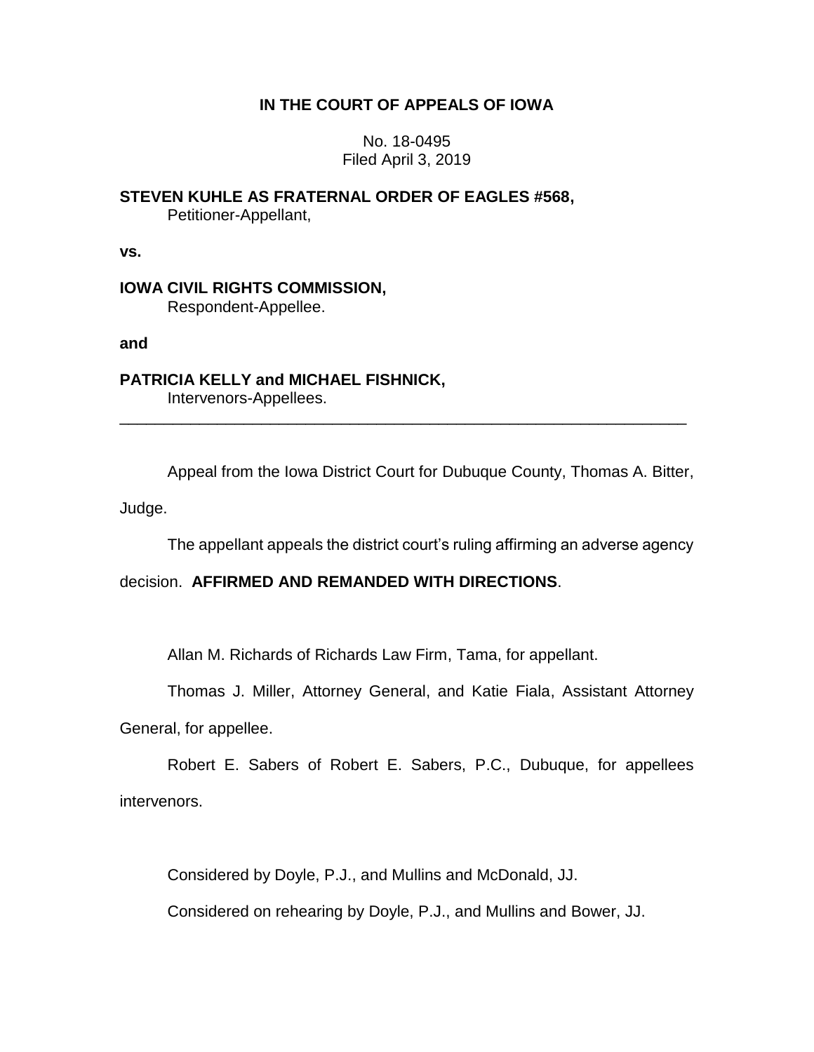# IN THE COURT OF APPEALS OF IOWA

No. 18-0495
Filed April 3, 2019

**STEVEN KUHLE AS FRATERNAL ORDER OF EAGLES #568,**
Petitioner-Appellant,

**vs.**

**IOWA CIVIL RIGHTS COMMISSION,**
Respondent-Appellee.

**and**

**PATRICIA KELLY and MICHAEL FISHNICK,**
Intervenors-Appellees.

---

Appeal from the Iowa District Court for Dubuque County, Thomas A. Bitter, Judge.

The appellant appeals the district court's ruling affirming an adverse agency decision. **AFFIRMED AND REMANDED WITH DIRECTIONS**.

Allan M. Richards of Richards Law Firm, Tama, for appellant.

Thomas J. Miller, Attorney General, and Katie Fiala, Assistant Attorney General, for appellee.

Robert E. Sabers of Robert E. Sabers, P.C., Dubuque, for appellees intervenors.

Considered by Doyle, P.J., and Mullins and McDonald, JJ.

Considered on rehearing by Doyle, P.J., and Mullins and Bower, JJ.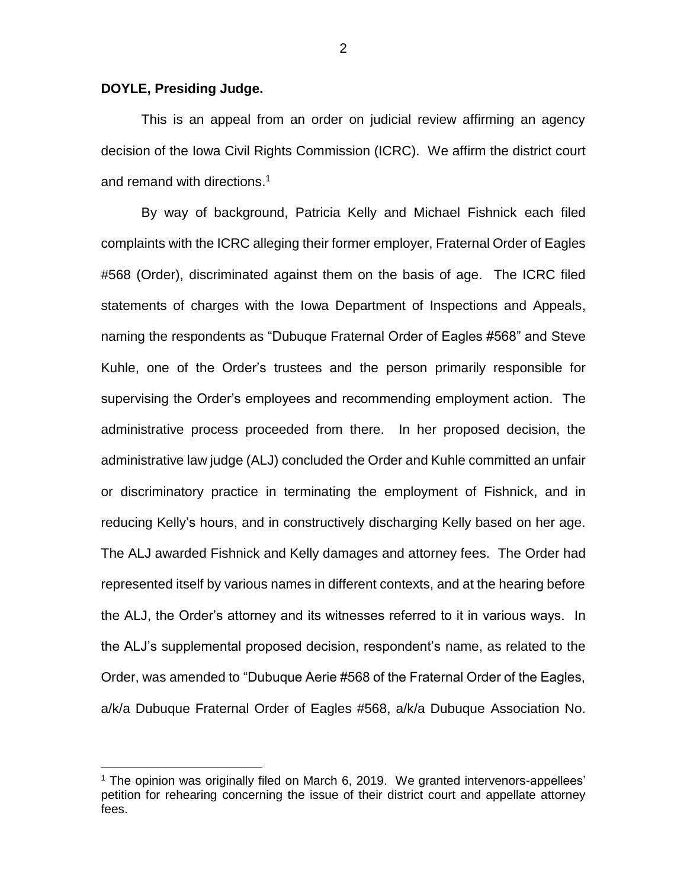**DOYLE, Presiding Judge.**

This is an appeal from an order on judicial review affirming an agency decision of the Iowa Civil Rights Commission (ICRC). We affirm the district court and remand with directions.[1]

By way of background, Patricia Kelly and Michael Fishnick each filed complaints with the ICRC alleging their former employer, Fraternal Order of Eagles #568 (Order), discriminated against them on the basis of age. The ICRC filed statements of charges with the Iowa Department of Inspections and Appeals, naming the respondents as "Dubuque Fraternal Order of Eagles #568" and Steve Kuhle, one of the Order's trustees and the person primarily responsible for supervising the Order's employees and recommending employment action. The administrative process proceeded from there. In her proposed decision, the administrative law judge (ALJ) concluded the Order and Kuhle committed an unfair or discriminatory practice in terminating the employment of Fishnick, and in reducing Kelly's hours, and in constructively discharging Kelly based on her age. The ALJ awarded Fishnick and Kelly damages and attorney fees. The Order had represented itself by various names in different contexts, and at the hearing before the ALJ, the Order's attorney and its witnesses referred to it in various ways. In the ALJ's supplemental proposed decision, respondent's name, as related to the Order, was amended to "Dubuque Aerie #568 of the Fraternal Order of the Eagles, a/k/a Dubuque Fraternal Order of Eagles #568, a/k/a Dubuque Association No.

---

[1] The opinion was originally filed on March 6, 2019. We granted intervenors-appellees' petition for rehearing concerning the issue of their district court and appellate attorney fees.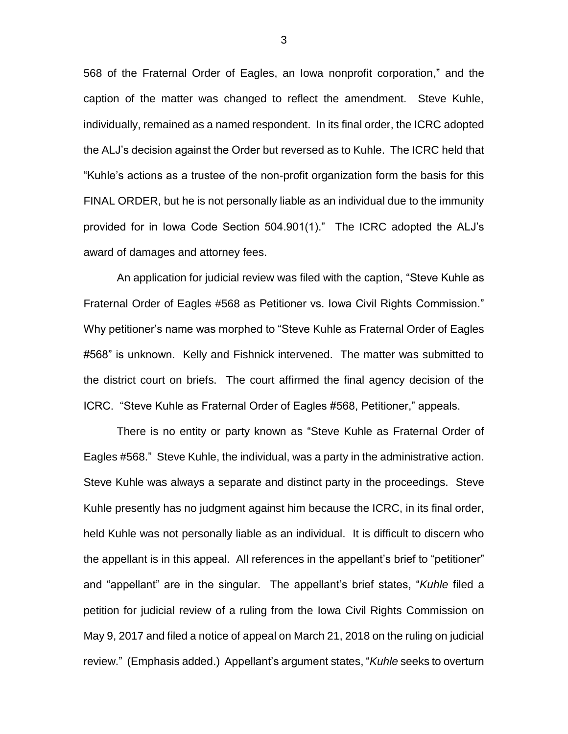568 of the Fraternal Order of Eagles, an Iowa nonprofit corporation," and the caption of the matter was changed to reflect the amendment. Steve Kuhle, individually, remained as a named respondent. In its final order, the ICRC adopted the ALJ's decision against the Order but reversed as to Kuhle. The ICRC held that "Kuhle's actions as a trustee of the non-profit organization form the basis for this FINAL ORDER, but he is not personally liable as an individual due to the immunity provided for in Iowa Code Section 504.901(1)." The ICRC adopted the ALJ's award of damages and attorney fees.

An application for judicial review was filed with the caption, "Steve Kuhle as Fraternal Order of Eagles #568 as Petitioner vs. Iowa Civil Rights Commission." Why petitioner's name was morphed to "Steve Kuhle as Fraternal Order of Eagles #568" is unknown. Kelly and Fishnick intervened. The matter was submitted to the district court on briefs. The court affirmed the final agency decision of the ICRC. "Steve Kuhle as Fraternal Order of Eagles #568, Petitioner," appeals.

There is no entity or party known as "Steve Kuhle as Fraternal Order of Eagles #568." Steve Kuhle, the individual, was a party in the administrative action. Steve Kuhle was always a separate and distinct party in the proceedings. Steve Kuhle presently has no judgment against him because the ICRC, in its final order, held Kuhle was not personally liable as an individual. It is difficult to discern who the appellant is in this appeal. All references in the appellant's brief to "petitioner" and "appellant" are in the singular. The appellant's brief states, "*Kuhle* filed a petition for judicial review of a ruling from the Iowa Civil Rights Commission on May 9, 2017 and filed a notice of appeal on March 21, 2018 on the ruling on judicial review." (Emphasis added.) Appellant's argument states, "*Kuhle* seeks to overturn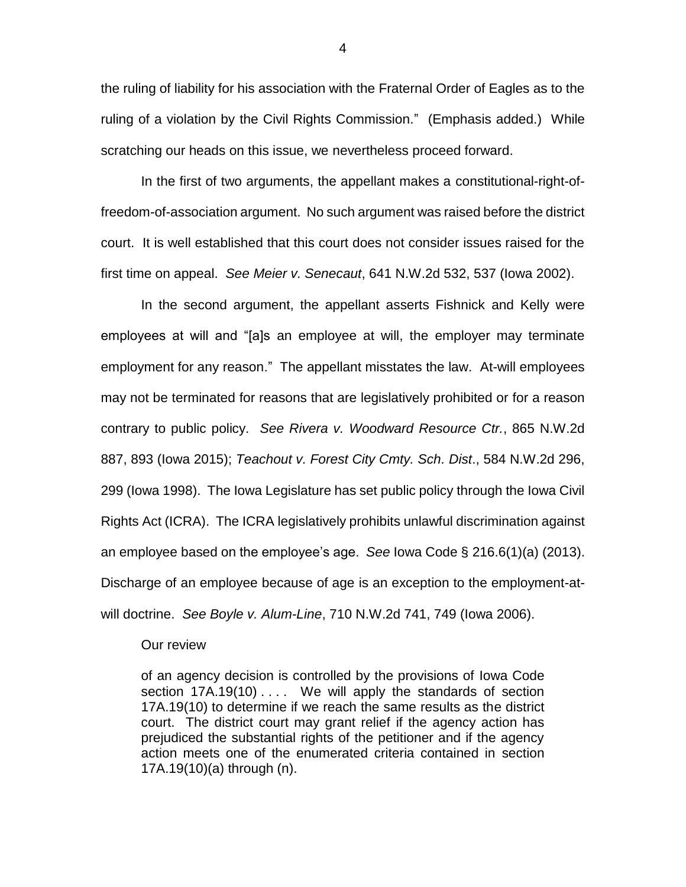the ruling of liability for his association with the Fraternal Order of Eagles as to the ruling of a violation by the Civil Rights Commission." (Emphasis added.) While scratching our heads on this issue, we nevertheless proceed forward.

In the first of two arguments, the appellant makes a constitutional-right-of-freedom-of-association argument. No such argument was raised before the district court. It is well established that this court does not consider issues raised for the first time on appeal. *See Meier v. Senecaut*, 641 N.W.2d 532, 537 (Iowa 2002).

In the second argument, the appellant asserts Fishnick and Kelly were employees at will and "[a]s an employee at will, the employer may terminate employment for any reason." The appellant misstates the law. At-will employees may not be terminated for reasons that are legislatively prohibited or for a reason contrary to public policy. *See Rivera v. Woodward Resource Ctr.*, 865 N.W.2d 887, 893 (Iowa 2015); *Teachout v. Forest City Cmty. Sch. Dist*., 584 N.W.2d 296, 299 (Iowa 1998). The Iowa Legislature has set public policy through the Iowa Civil Rights Act (ICRA). The ICRA legislatively prohibits unlawful discrimination against an employee based on the employee's age. *See* Iowa Code § 216.6(1)(a) (2013). Discharge of an employee because of age is an exception to the employment-at-will doctrine. *See Boyle v. Alum-Line*, 710 N.W.2d 741, 749 (Iowa 2006).

Our review

> of an agency decision is controlled by the provisions of Iowa Code section 17A.19(10) . . . . We will apply the standards of section 17A.19(10) to determine if we reach the same results as the district court. The district court may grant relief if the agency action has prejudiced the substantial rights of the petitioner and if the agency action meets one of the enumerated criteria contained in section 17A.19(10)(a) through (n).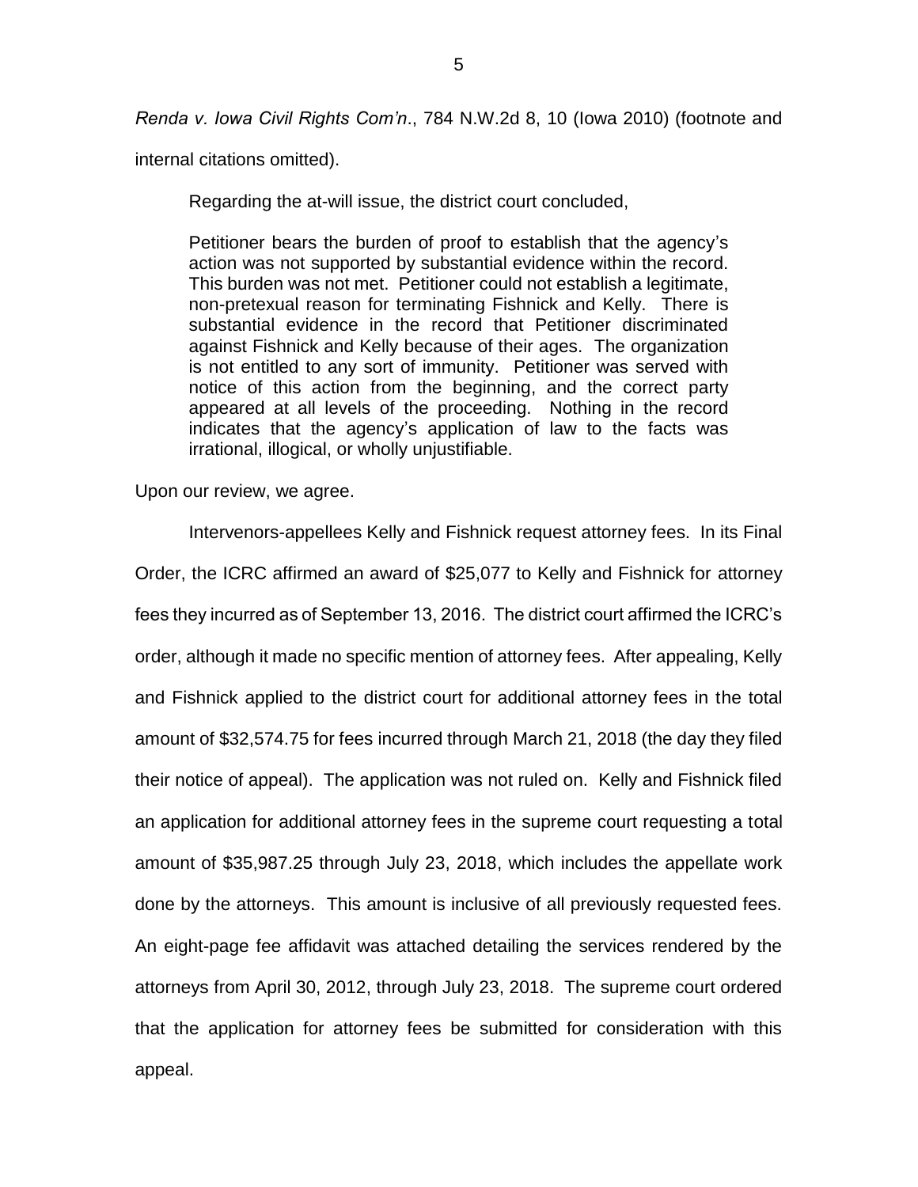*Renda v. Iowa Civil Rights Com'n*., 784 N.W.2d 8, 10 (Iowa 2010) (footnote and internal citations omitted).

Regarding the at-will issue, the district court concluded,

> Petitioner bears the burden of proof to establish that the agency's action was not supported by substantial evidence within the record. This burden was not met. Petitioner could not establish a legitimate, non-pretexual reason for terminating Fishnick and Kelly. There is substantial evidence in the record that Petitioner discriminated against Fishnick and Kelly because of their ages. The organization is not entitled to any sort of immunity. Petitioner was served with notice of this action from the beginning, and the correct party appeared at all levels of the proceeding. Nothing in the record indicates that the agency's application of law to the facts was irrational, illogical, or wholly unjustifiable.

Upon our review, we agree.

Intervenors-appellees Kelly and Fishnick request attorney fees. In its Final Order, the ICRC affirmed an award of $25,077 to Kelly and Fishnick for attorney fees they incurred as of September 13, 2016. The district court affirmed the ICRC's order, although it made no specific mention of attorney fees. After appealing, Kelly and Fishnick applied to the district court for additional attorney fees in the total amount of $32,574.75 for fees incurred through March 21, 2018 (the day they filed their notice of appeal). The application was not ruled on. Kelly and Fishnick filed an application for additional attorney fees in the supreme court requesting a total amount of $35,987.25 through July 23, 2018, which includes the appellate work done by the attorneys. This amount is inclusive of all previously requested fees. An eight-page fee affidavit was attached detailing the services rendered by the attorneys from April 30, 2012, through July 23, 2018. The supreme court ordered that the application for attorney fees be submitted for consideration with this appeal.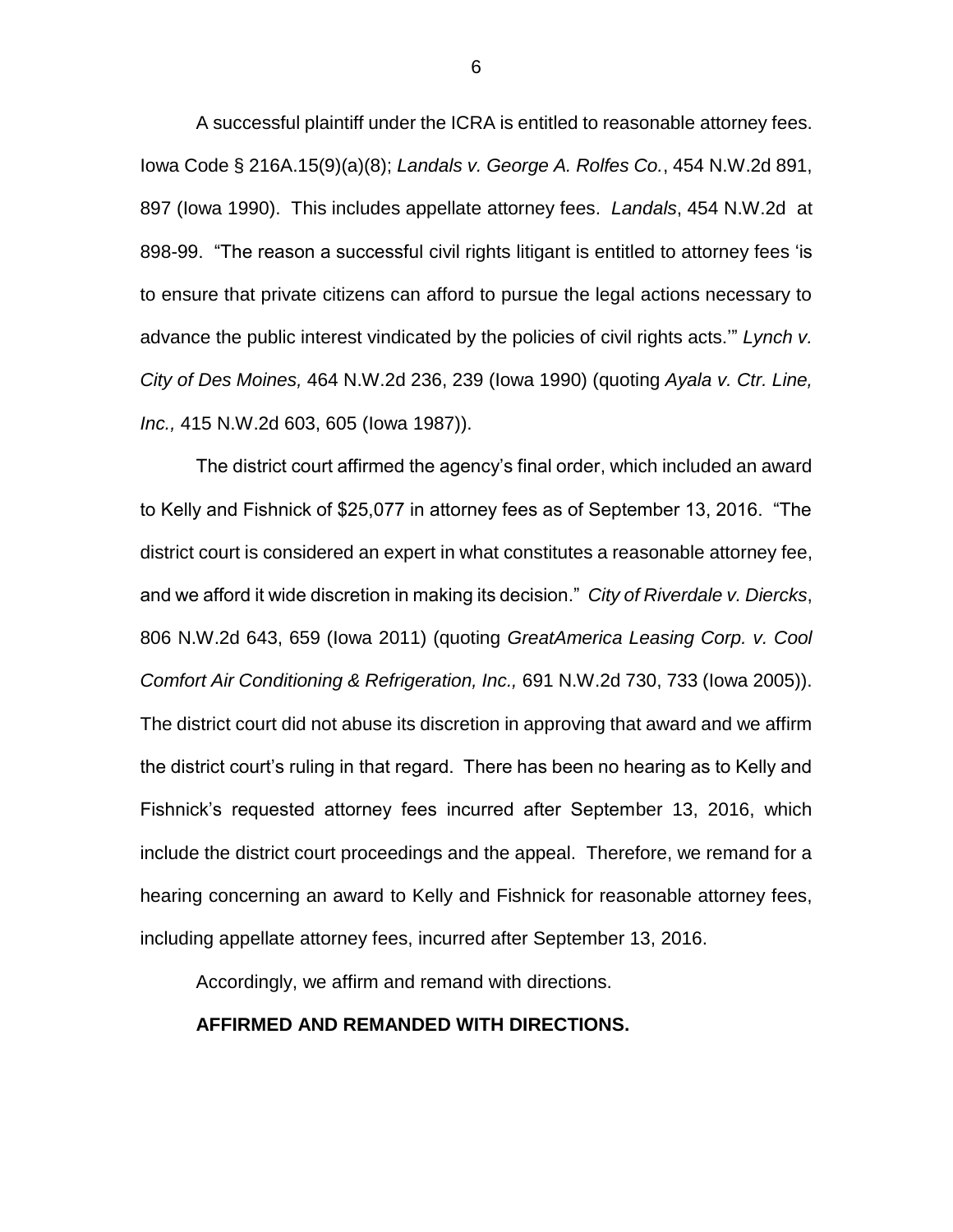A successful plaintiff under the ICRA is entitled to reasonable attorney fees. Iowa Code § 216A.15(9)(a)(8); *Landals v. George A. Rolfes Co.*, 454 N.W.2d 891, 897 (Iowa 1990). This includes appellate attorney fees. *Landals*, 454 N.W.2d at 898-99. "The reason a successful civil rights litigant is entitled to attorney fees 'is to ensure that private citizens can afford to pursue the legal actions necessary to advance the public interest vindicated by the policies of civil rights acts.'" *Lynch v. City of Des Moines,* 464 N.W.2d 236, 239 (Iowa 1990) (quoting *Ayala v. Ctr. Line, Inc.,* 415 N.W.2d 603, 605 (Iowa 1987)).

The district court affirmed the agency's final order, which included an award to Kelly and Fishnick of $25,077 in attorney fees as of September 13, 2016. "The district court is considered an expert in what constitutes a reasonable attorney fee, and we afford it wide discretion in making its decision." *City of Riverdale v. Diercks*, 806 N.W.2d 643, 659 (Iowa 2011) (quoting *GreatAmerica Leasing Corp. v. Cool Comfort Air Conditioning & Refrigeration, Inc.,* 691 N.W.2d 730, 733 (Iowa 2005)). The district court did not abuse its discretion in approving that award and we affirm the district court's ruling in that regard. There has been no hearing as to Kelly and Fishnick's requested attorney fees incurred after September 13, 2016, which include the district court proceedings and the appeal. Therefore, we remand for a hearing concerning an award to Kelly and Fishnick for reasonable attorney fees, including appellate attorney fees, incurred after September 13, 2016.

Accordingly, we affirm and remand with directions.

**AFFIRMED AND REMANDED WITH DIRECTIONS.**